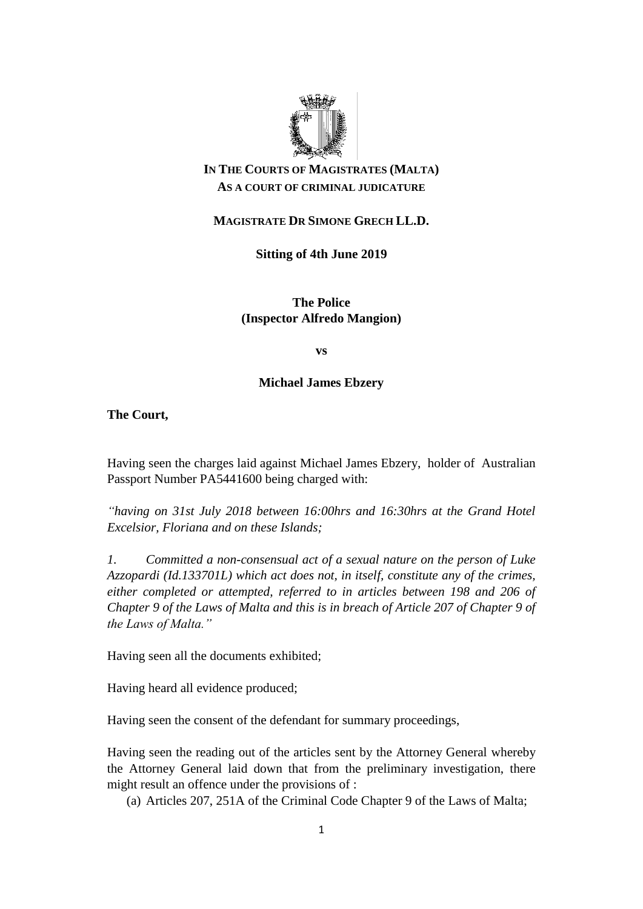**IN THE COURTS OF MAGISTRATES (MALTA)**
**AS A COURT OF CRIMINAL JUDICATURE**

**MAGISTRATE DR SIMONE GRECH LL.D.**

**Sitting of 4th June 2019**

**The Police**
**(Inspector Alfredo Mangion)**

**vs**

**Michael James Ebzery**

**The Court,**

Having seen the charges laid against Michael James Ebzery, holder of Australian Passport Number PA5441600 being charged with:

*"having on 31st July 2018 between 16:00hrs and 16:30hrs at the Grand Hotel Excelsior, Floriana and on these Islands;*

*1. Committed a non-consensual act of a sexual nature on the person of Luke Azzopardi (Id.133701L) which act does not, in itself, constitute any of the crimes, either completed or attempted, referred to in articles between 198 and 206 of Chapter 9 of the Laws of Malta and this is in breach of Article 207 of Chapter 9 of the Laws of Malta."*

Having seen all the documents exhibited;

Having heard all evidence produced;

Having seen the consent of the defendant for summary proceedings,

Having seen the reading out of the articles sent by the Attorney General whereby the Attorney General laid down that from the preliminary investigation, there might result an offence under the provisions of :

(a) Articles 207, 251A of the Criminal Code Chapter 9 of the Laws of Malta;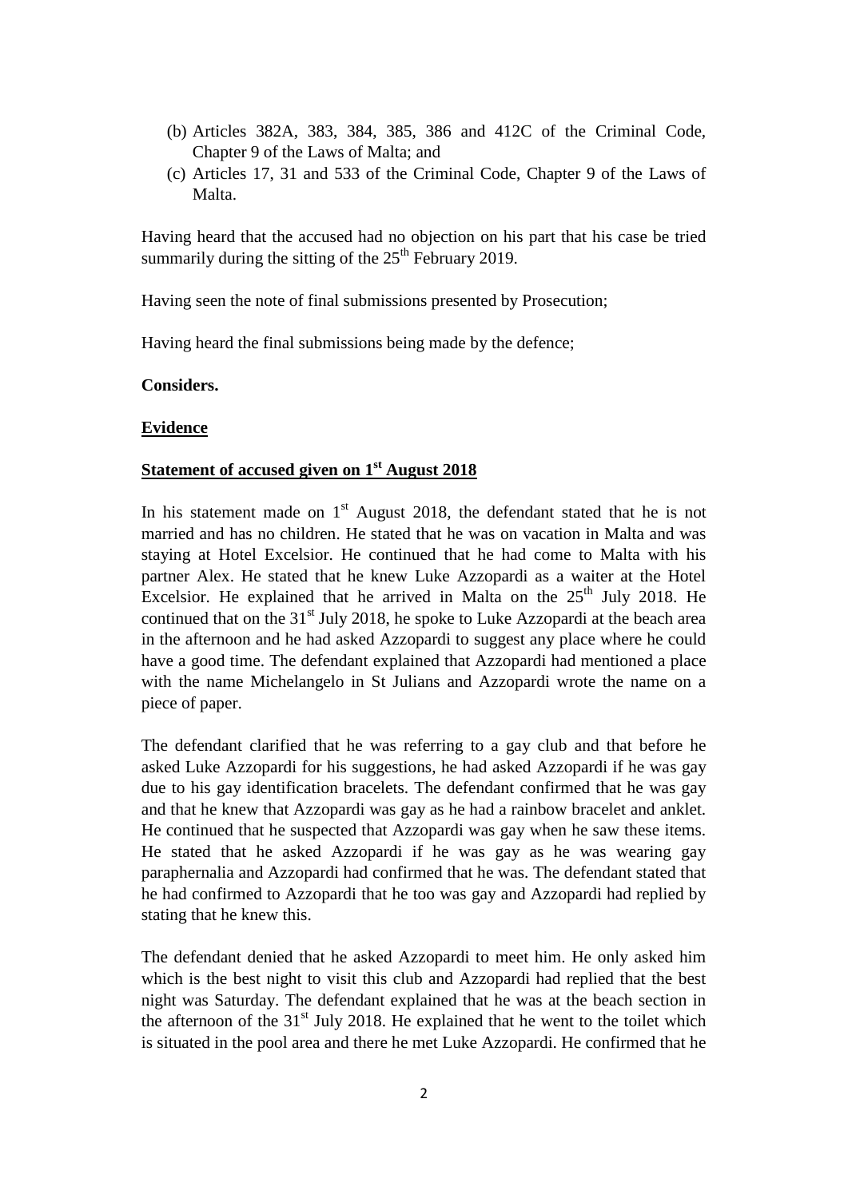(b) Articles 382A, 383, 384, 385, 386 and 412C of the Criminal Code, Chapter 9 of the Laws of Malta; and

(c) Articles 17, 31 and 533 of the Criminal Code, Chapter 9 of the Laws of Malta.

Having heard that the accused had no objection on his part that his case be tried summarily during the sitting of the 25th February 2019.

Having seen the note of final submissions presented by Prosecution;

Having heard the final submissions being made by the defence;

**Considers.**

**Evidence**

**Statement of accused given on 1st August 2018**

In his statement made on 1st August 2018, the defendant stated that he is not married and has no children. He stated that he was on vacation in Malta and was staying at Hotel Excelsior. He continued that he had come to Malta with his partner Alex. He stated that he knew Luke Azzopardi as a waiter at the Hotel Excelsior. He explained that he arrived in Malta on the 25th July 2018. He continued that on the 31st July 2018, he spoke to Luke Azzopardi at the beach area in the afternoon and he had asked Azzopardi to suggest any place where he could have a good time. The defendant explained that Azzopardi had mentioned a place with the name Michelangelo in St Julians and Azzopardi wrote the name on a piece of paper.

The defendant clarified that he was referring to a gay club and that before he asked Luke Azzopardi for his suggestions, he had asked Azzopardi if he was gay due to his gay identification bracelets. The defendant confirmed that he was gay and that he knew that Azzopardi was gay as he had a rainbow bracelet and anklet. He continued that he suspected that Azzopardi was gay when he saw these items. He stated that he asked Azzopardi if he was gay as he was wearing gay paraphernalia and Azzopardi had confirmed that he was. The defendant stated that he had confirmed to Azzopardi that he too was gay and Azzopardi had replied by stating that he knew this.

The defendant denied that he asked Azzopardi to meet him. He only asked him which is the best night to visit this club and Azzopardi had replied that the best night was Saturday. The defendant explained that he was at the beach section in the afternoon of the 31st July 2018. He explained that he went to the toilet which is situated in the pool area and there he met Luke Azzopardi. He confirmed that he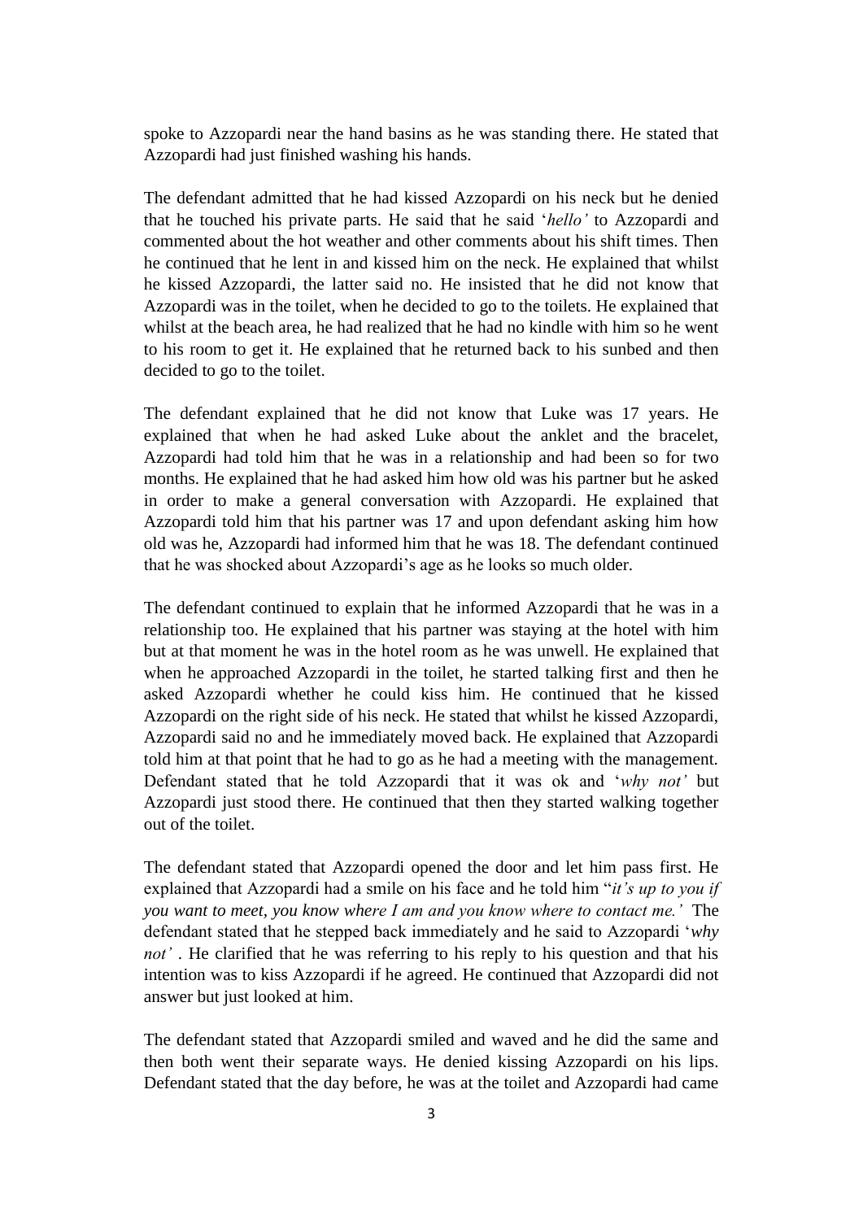spoke to Azzopardi near the hand basins as he was standing there. He stated that Azzopardi had just finished washing his hands.

The defendant admitted that he had kissed Azzopardi on his neck but he denied that he touched his private parts. He said that he said '*hello'* to Azzopardi and commented about the hot weather and other comments about his shift times. Then he continued that he lent in and kissed him on the neck. He explained that whilst he kissed Azzopardi, the latter said no. He insisted that he did not know that Azzopardi was in the toilet, when he decided to go to the toilets. He explained that whilst at the beach area, he had realized that he had no kindle with him so he went to his room to get it. He explained that he returned back to his sunbed and then decided to go to the toilet.

The defendant explained that he did not know that Luke was 17 years. He explained that when he had asked Luke about the anklet and the bracelet, Azzopardi had told him that he was in a relationship and had been so for two months. He explained that he had asked him how old was his partner but he asked in order to make a general conversation with Azzopardi. He explained that Azzopardi told him that his partner was 17 and upon defendant asking him how old was he, Azzopardi had informed him that he was 18. The defendant continued that he was shocked about Azzopardi's age as he looks so much older.

The defendant continued to explain that he informed Azzopardi that he was in a relationship too. He explained that his partner was staying at the hotel with him but at that moment he was in the hotel room as he was unwell. He explained that when he approached Azzopardi in the toilet, he started talking first and then he asked Azzopardi whether he could kiss him. He continued that he kissed Azzopardi on the right side of his neck. He stated that whilst he kissed Azzopardi, Azzopardi said no and he immediately moved back. He explained that Azzopardi told him at that point that he had to go as he had a meeting with the management. Defendant stated that he told Azzopardi that it was ok and '*why not'* but Azzopardi just stood there. He continued that then they started walking together out of the toilet.

The defendant stated that Azzopardi opened the door and let him pass first. He explained that Azzopardi had a smile on his face and he told him "*it's up to you if you want to meet, you know where I am and you know where to contact me.'* The defendant stated that he stepped back immediately and he said to Azzopardi '*why not'* . He clarified that he was referring to his reply to his question and that his intention was to kiss Azzopardi if he agreed. He continued that Azzopardi did not answer but just looked at him.

The defendant stated that Azzopardi smiled and waved and he did the same and then both went their separate ways. He denied kissing Azzopardi on his lips. Defendant stated that the day before, he was at the toilet and Azzopardi had came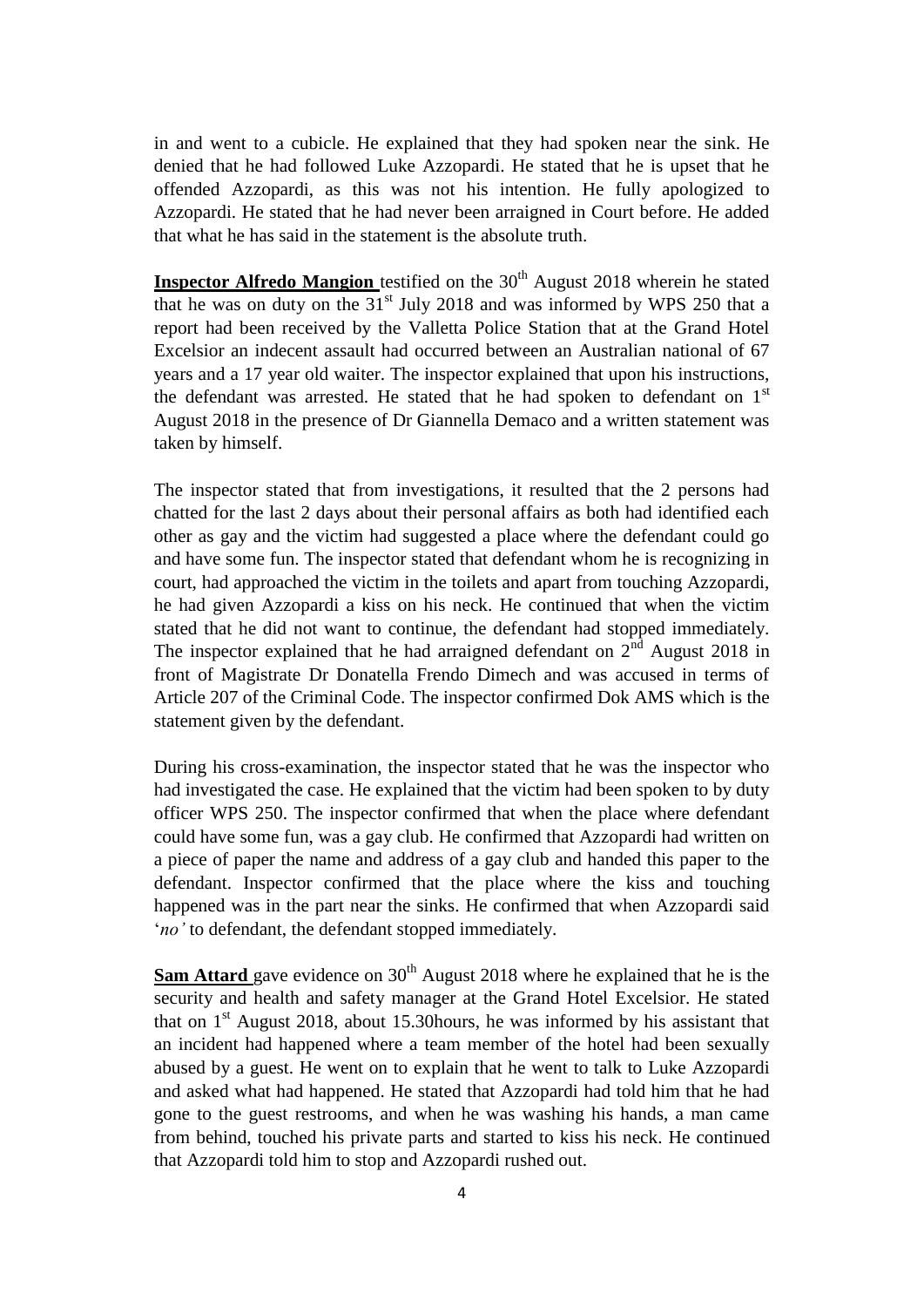in and went to a cubicle. He explained that they had spoken near the sink. He denied that he had followed Luke Azzopardi. He stated that he is upset that he offended Azzopardi, as this was not his intention. He fully apologized to Azzopardi. He stated that he had never been arraigned in Court before. He added that what he has said in the statement is the absolute truth.

**Inspector Alfredo Mangion** testified on the 30th August 2018 wherein he stated that he was on duty on the 31st July 2018 and was informed by WPS 250 that a report had been received by the Valletta Police Station that at the Grand Hotel Excelsior an indecent assault had occurred between an Australian national of 67 years and a 17 year old waiter. The inspector explained that upon his instructions, the defendant was arrested. He stated that he had spoken to defendant on 1st August 2018 in the presence of Dr Giannella Demaco and a written statement was taken by himself.

The inspector stated that from investigations, it resulted that the 2 persons had chatted for the last 2 days about their personal affairs as both had identified each other as gay and the victim had suggested a place where the defendant could go and have some fun. The inspector stated that defendant whom he is recognizing in court, had approached the victim in the toilets and apart from touching Azzopardi, he had given Azzopardi a kiss on his neck. He continued that when the victim stated that he did not want to continue, the defendant had stopped immediately. The inspector explained that he had arraigned defendant on 2nd August 2018 in front of Magistrate Dr Donatella Frendo Dimech and was accused in terms of Article 207 of the Criminal Code. The inspector confirmed Dok AMS which is the statement given by the defendant.

During his cross-examination, the inspector stated that he was the inspector who had investigated the case. He explained that the victim had been spoken to by duty officer WPS 250. The inspector confirmed that when the place where defendant could have some fun, was a gay club. He confirmed that Azzopardi had written on a piece of paper the name and address of a gay club and handed this paper to the defendant. Inspector confirmed that the place where the kiss and touching happened was in the part near the sinks. He confirmed that when Azzopardi said '*no'* to defendant, the defendant stopped immediately.

**Sam Attard** gave evidence on 30th August 2018 where he explained that he is the security and health and safety manager at the Grand Hotel Excelsior. He stated that on 1st August 2018, about 15.30hours, he was informed by his assistant that an incident had happened where a team member of the hotel had been sexually abused by a guest. He went on to explain that he went to talk to Luke Azzopardi and asked what had happened. He stated that Azzopardi had told him that he had gone to the guest restrooms, and when he was washing his hands, a man came from behind, touched his private parts and started to kiss his neck. He continued that Azzopardi told him to stop and Azzopardi rushed out.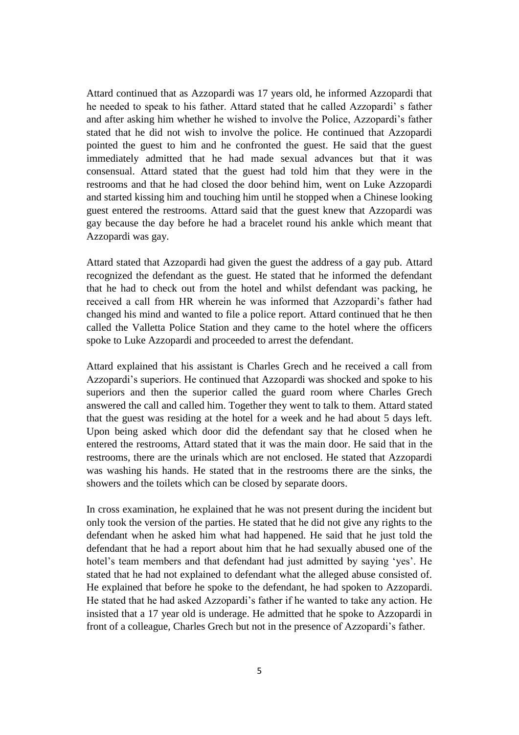Attard continued that as Azzopardi was 17 years old, he informed Azzopardi that he needed to speak to his father. Attard stated that he called Azzopardi' s father and after asking him whether he wished to involve the Police, Azzopardi's father stated that he did not wish to involve the police. He continued that Azzopardi pointed the guest to him and he confronted the guest. He said that the guest immediately admitted that he had made sexual advances but that it was consensual. Attard stated that the guest had told him that they were in the restrooms and that he had closed the door behind him, went on Luke Azzopardi and started kissing him and touching him until he stopped when a Chinese looking guest entered the restrooms. Attard said that the guest knew that Azzopardi was gay because the day before he had a bracelet round his ankle which meant that Azzopardi was gay.

Attard stated that Azzopardi had given the guest the address of a gay pub. Attard recognized the defendant as the guest. He stated that he informed the defendant that he had to check out from the hotel and whilst defendant was packing, he received a call from HR wherein he was informed that Azzopardi's father had changed his mind and wanted to file a police report. Attard continued that he then called the Valletta Police Station and they came to the hotel where the officers spoke to Luke Azzopardi and proceeded to arrest the defendant.

Attard explained that his assistant is Charles Grech and he received a call from Azzopardi's superiors. He continued that Azzopardi was shocked and spoke to his superiors and then the superior called the guard room where Charles Grech answered the call and called him. Together they went to talk to them. Attard stated that the guest was residing at the hotel for a week and he had about 5 days left. Upon being asked which door did the defendant say that he closed when he entered the restrooms, Attard stated that it was the main door. He said that in the restrooms, there are the urinals which are not enclosed. He stated that Azzopardi was washing his hands. He stated that in the restrooms there are the sinks, the showers and the toilets which can be closed by separate doors.

In cross examination, he explained that he was not present during the incident but only took the version of the parties. He stated that he did not give any rights to the defendant when he asked him what had happened. He said that he just told the defendant that he had a report about him that he had sexually abused one of the hotel's team members and that defendant had just admitted by saying 'yes'. He stated that he had not explained to defendant what the alleged abuse consisted of. He explained that before he spoke to the defendant, he had spoken to Azzopardi. He stated that he had asked Azzopardi's father if he wanted to take any action. He insisted that a 17 year old is underage. He admitted that he spoke to Azzopardi in front of a colleague, Charles Grech but not in the presence of Azzopardi's father.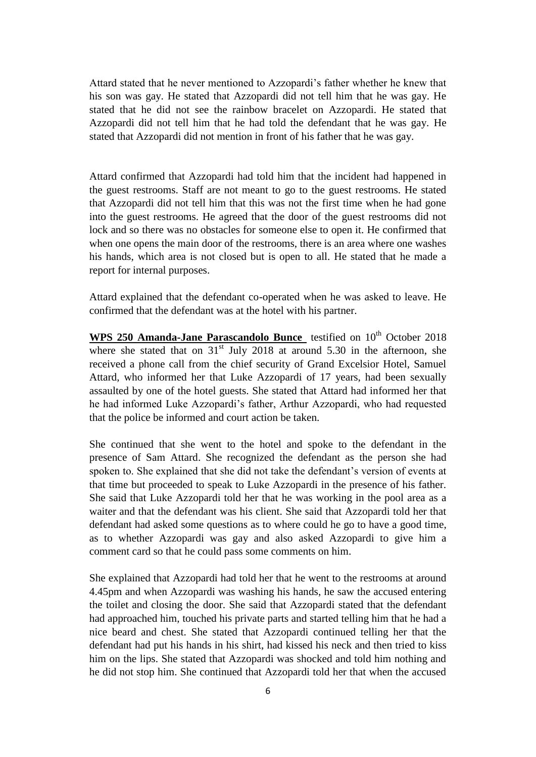Attard stated that he never mentioned to Azzopardi's father whether he knew that his son was gay. He stated that Azzopardi did not tell him that he was gay. He stated that he did not see the rainbow bracelet on Azzopardi. He stated that Azzopardi did not tell him that he had told the defendant that he was gay. He stated that Azzopardi did not mention in front of his father that he was gay.

Attard confirmed that Azzopardi had told him that the incident had happened in the guest restrooms. Staff are not meant to go to the guest restrooms. He stated that Azzopardi did not tell him that this was not the first time when he had gone into the guest restrooms. He agreed that the door of the guest restrooms did not lock and so there was no obstacles for someone else to open it. He confirmed that when one opens the main door of the restrooms, there is an area where one washes his hands, which area is not closed but is open to all. He stated that he made a report for internal purposes.

Attard explained that the defendant co-operated when he was asked to leave. He confirmed that the defendant was at the hotel with his partner.

**WPS 250 Amanda-Jane Parascandolo Bunce** testified on 10th October 2018 where she stated that on 31st July 2018 at around 5.30 in the afternoon, she received a phone call from the chief security of Grand Excelsior Hotel, Samuel Attard, who informed her that Luke Azzopardi of 17 years, had been sexually assaulted by one of the hotel guests. She stated that Attard had informed her that he had informed Luke Azzopardi's father, Arthur Azzopardi, who had requested that the police be informed and court action be taken.

She continued that she went to the hotel and spoke to the defendant in the presence of Sam Attard. She recognized the defendant as the person she had spoken to. She explained that she did not take the defendant's version of events at that time but proceeded to speak to Luke Azzopardi in the presence of his father. She said that Luke Azzopardi told her that he was working in the pool area as a waiter and that the defendant was his client. She said that Azzopardi told her that defendant had asked some questions as to where could he go to have a good time, as to whether Azzopardi was gay and also asked Azzopardi to give him a comment card so that he could pass some comments on him.

She explained that Azzopardi had told her that he went to the restrooms at around 4.45pm and when Azzopardi was washing his hands, he saw the accused entering the toilet and closing the door. She said that Azzopardi stated that the defendant had approached him, touched his private parts and started telling him that he had a nice beard and chest. She stated that Azzopardi continued telling her that the defendant had put his hands in his shirt, had kissed his neck and then tried to kiss him on the lips. She stated that Azzopardi was shocked and told him nothing and he did not stop him. She continued that Azzopardi told her that when the accused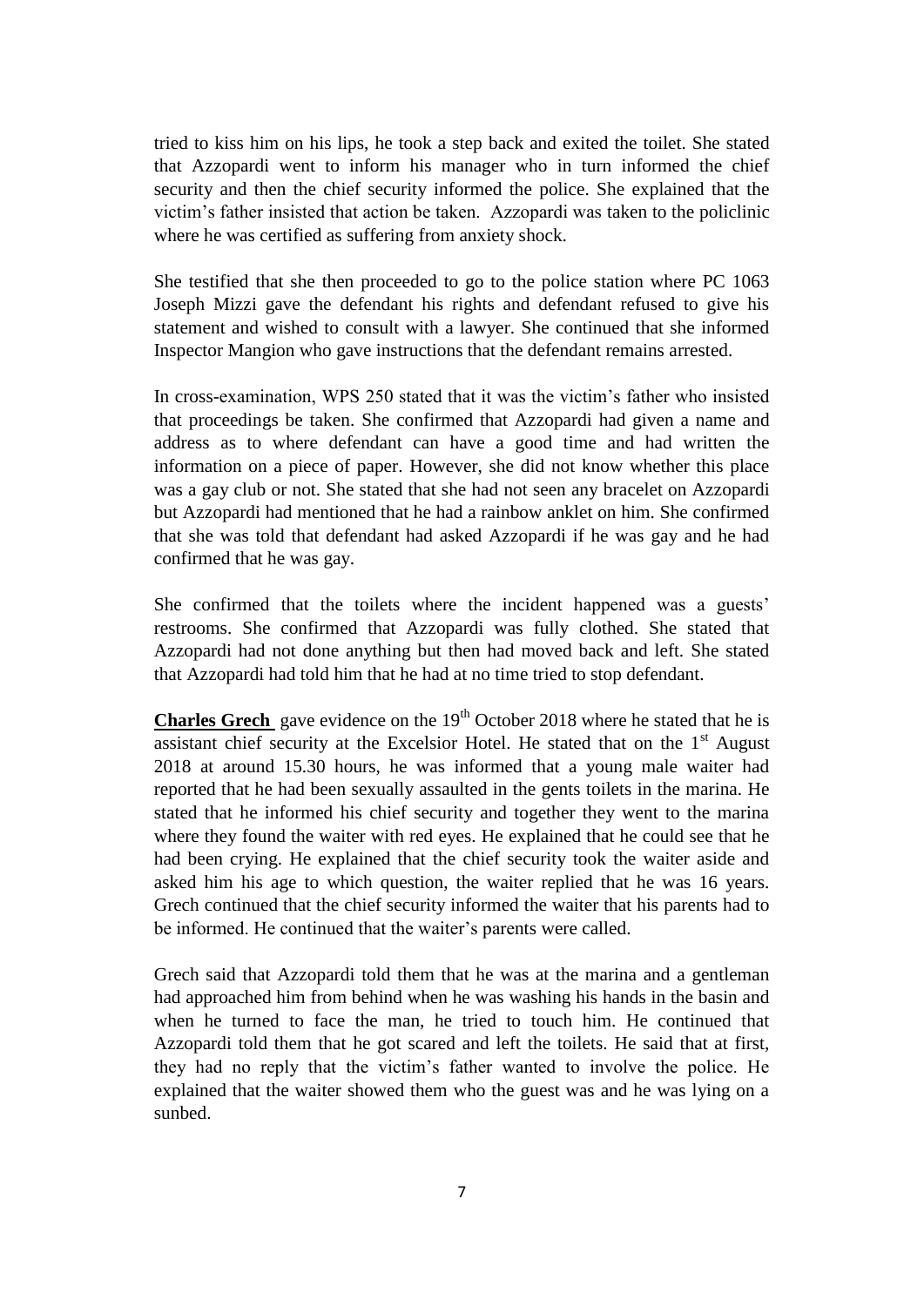tried to kiss him on his lips, he took a step back and exited the toilet. She stated that Azzopardi went to inform his manager who in turn informed the chief security and then the chief security informed the police. She explained that the victim's father insisted that action be taken. Azzopardi was taken to the policlinic where he was certified as suffering from anxiety shock.

She testified that she then proceeded to go to the police station where PC 1063 Joseph Mizzi gave the defendant his rights and defendant refused to give his statement and wished to consult with a lawyer. She continued that she informed Inspector Mangion who gave instructions that the defendant remains arrested.

In cross-examination, WPS 250 stated that it was the victim's father who insisted that proceedings be taken. She confirmed that Azzopardi had given a name and address as to where defendant can have a good time and had written the information on a piece of paper. However, she did not know whether this place was a gay club or not. She stated that she had not seen any bracelet on Azzopardi but Azzopardi had mentioned that he had a rainbow anklet on him. She confirmed that she was told that defendant had asked Azzopardi if he was gay and he had confirmed that he was gay.

She confirmed that the toilets where the incident happened was a guests' restrooms. She confirmed that Azzopardi was fully clothed. She stated that Azzopardi had not done anything but then had moved back and left. She stated that Azzopardi had told him that he had at no time tried to stop defendant.

**Charles Grech** gave evidence on the 19th October 2018 where he stated that he is assistant chief security at the Excelsior Hotel. He stated that on the 1st August 2018 at around 15.30 hours, he was informed that a young male waiter had reported that he had been sexually assaulted in the gents toilets in the marina. He stated that he informed his chief security and together they went to the marina where they found the waiter with red eyes. He explained that he could see that he had been crying. He explained that the chief security took the waiter aside and asked him his age to which question, the waiter replied that he was 16 years. Grech continued that the chief security informed the waiter that his parents had to be informed. He continued that the waiter's parents were called.

Grech said that Azzopardi told them that he was at the marina and a gentleman had approached him from behind when he was washing his hands in the basin and when he turned to face the man, he tried to touch him. He continued that Azzopardi told them that he got scared and left the toilets. He said that at first, they had no reply that the victim's father wanted to involve the police. He explained that the waiter showed them who the guest was and he was lying on a sunbed.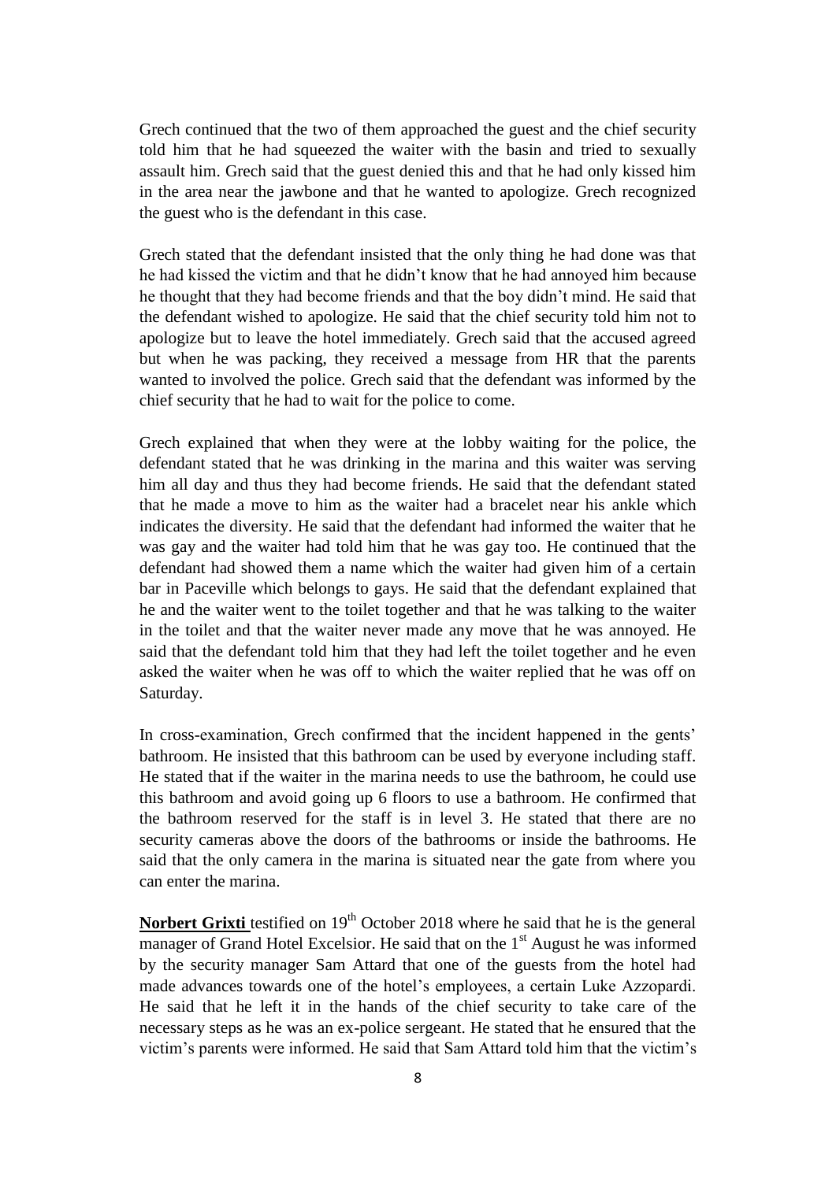Grech continued that the two of them approached the guest and the chief security told him that he had squeezed the waiter with the basin and tried to sexually assault him. Grech said that the guest denied this and that he had only kissed him in the area near the jawbone and that he wanted to apologize. Grech recognized the guest who is the defendant in this case.

Grech stated that the defendant insisted that the only thing he had done was that he had kissed the victim and that he didn't know that he had annoyed him because he thought that they had become friends and that the boy didn't mind. He said that the defendant wished to apologize. He said that the chief security told him not to apologize but to leave the hotel immediately. Grech said that the accused agreed but when he was packing, they received a message from HR that the parents wanted to involved the police. Grech said that the defendant was informed by the chief security that he had to wait for the police to come.

Grech explained that when they were at the lobby waiting for the police, the defendant stated that he was drinking in the marina and this waiter was serving him all day and thus they had become friends. He said that the defendant stated that he made a move to him as the waiter had a bracelet near his ankle which indicates the diversity. He said that the defendant had informed the waiter that he was gay and the waiter had told him that he was gay too. He continued that the defendant had showed them a name which the waiter had given him of a certain bar in Paceville which belongs to gays. He said that the defendant explained that he and the waiter went to the toilet together and that he was talking to the waiter in the toilet and that the waiter never made any move that he was annoyed. He said that the defendant told him that they had left the toilet together and he even asked the waiter when he was off to which the waiter replied that he was off on Saturday.

In cross-examination, Grech confirmed that the incident happened in the gents' bathroom. He insisted that this bathroom can be used by everyone including staff. He stated that if the waiter in the marina needs to use the bathroom, he could use this bathroom and avoid going up 6 floors to use a bathroom. He confirmed that the bathroom reserved for the staff is in level 3. He stated that there are no security cameras above the doors of the bathrooms or inside the bathrooms. He said that the only camera in the marina is situated near the gate from where you can enter the marina.

**Norbert Grixti** testified on 19th October 2018 where he said that he is the general manager of Grand Hotel Excelsior. He said that on the 1st August he was informed by the security manager Sam Attard that one of the guests from the hotel had made advances towards one of the hotel's employees, a certain Luke Azzopardi. He said that he left it in the hands of the chief security to take care of the necessary steps as he was an ex-police sergeant. He stated that he ensured that the victim's parents were informed. He said that Sam Attard told him that the victim's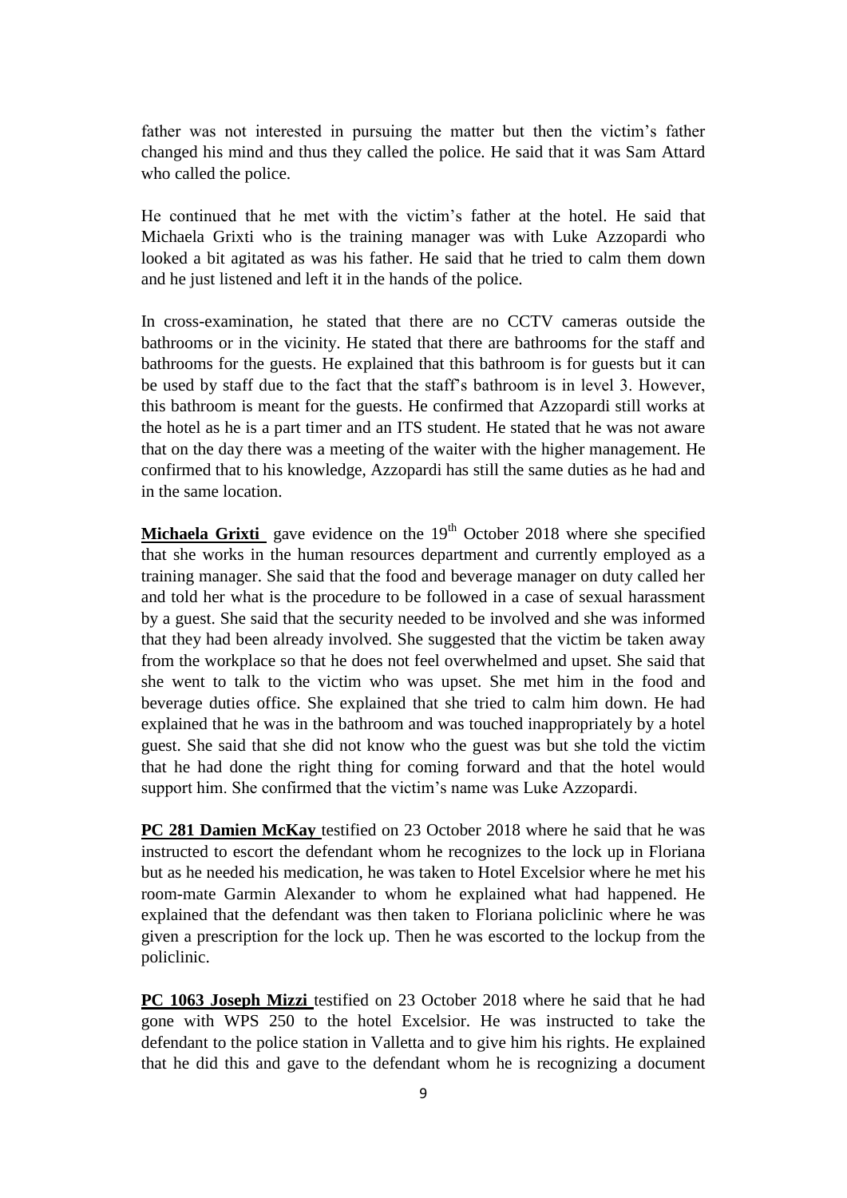father was not interested in pursuing the matter but then the victim's father changed his mind and thus they called the police. He said that it was Sam Attard who called the police.

He continued that he met with the victim's father at the hotel. He said that Michaela Grixti who is the training manager was with Luke Azzopardi who looked a bit agitated as was his father. He said that he tried to calm them down and he just listened and left it in the hands of the police.

In cross-examination, he stated that there are no CCTV cameras outside the bathrooms or in the vicinity. He stated that there are bathrooms for the staff and bathrooms for the guests. He explained that this bathroom is for guests but it can be used by staff due to the fact that the staff's bathroom is in level 3. However, this bathroom is meant for the guests. He confirmed that Azzopardi still works at the hotel as he is a part timer and an ITS student. He stated that he was not aware that on the day there was a meeting of the waiter with the higher management. He confirmed that to his knowledge, Azzopardi has still the same duties as he had and in the same location.

**Michaela Grixti** gave evidence on the 19th October 2018 where she specified that she works in the human resources department and currently employed as a training manager. She said that the food and beverage manager on duty called her and told her what is the procedure to be followed in a case of sexual harassment by a guest. She said that the security needed to be involved and she was informed that they had been already involved. She suggested that the victim be taken away from the workplace so that he does not feel overwhelmed and upset. She said that she went to talk to the victim who was upset. She met him in the food and beverage duties office. She explained that she tried to calm him down. He had explained that he was in the bathroom and was touched inappropriately by a hotel guest. She said that she did not know who the guest was but she told the victim that he had done the right thing for coming forward and that the hotel would support him. She confirmed that the victim's name was Luke Azzopardi.

**PC 281 Damien McKay** testified on 23 October 2018 where he said that he was instructed to escort the defendant whom he recognizes to the lock up in Floriana but as he needed his medication, he was taken to Hotel Excelsior where he met his room-mate Garmin Alexander to whom he explained what had happened. He explained that the defendant was then taken to Floriana policlinic where he was given a prescription for the lock up. Then he was escorted to the lockup from the policlinic.

**PC 1063 Joseph Mizzi** testified on 23 October 2018 where he said that he had gone with WPS 250 to the hotel Excelsior. He was instructed to take the defendant to the police station in Valletta and to give him his rights. He explained that he did this and gave to the defendant whom he is recognizing a document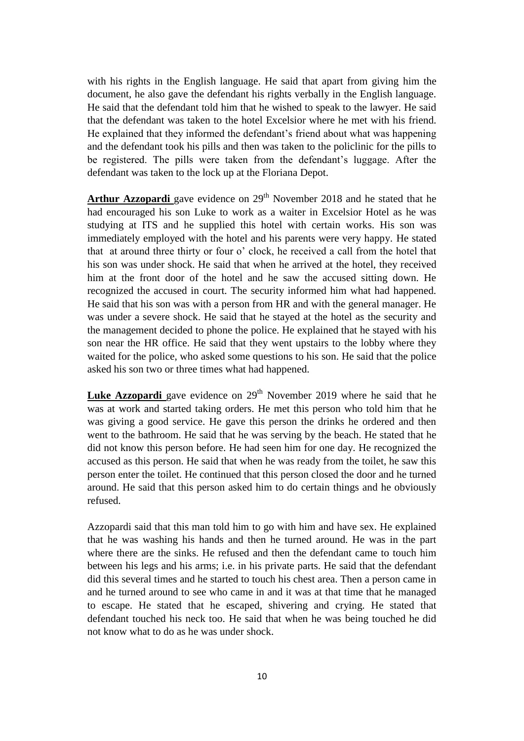with his rights in the English language. He said that apart from giving him the document, he also gave the defendant his rights verbally in the English language. He said that the defendant told him that he wished to speak to the lawyer. He said that the defendant was taken to the hotel Excelsior where he met with his friend. He explained that they informed the defendant's friend about what was happening and the defendant took his pills and then was taken to the policlinic for the pills to be registered. The pills were taken from the defendant's luggage. After the defendant was taken to the lock up at the Floriana Depot.

**Arthur Azzopardi** gave evidence on 29th November 2018 and he stated that he had encouraged his son Luke to work as a waiter in Excelsior Hotel as he was studying at ITS and he supplied this hotel with certain works. His son was immediately employed with the hotel and his parents were very happy. He stated that at around three thirty or four o' clock, he received a call from the hotel that his son was under shock. He said that when he arrived at the hotel, they received him at the front door of the hotel and he saw the accused sitting down. He recognized the accused in court. The security informed him what had happened. He said that his son was with a person from HR and with the general manager. He was under a severe shock. He said that he stayed at the hotel as the security and the management decided to phone the police. He explained that he stayed with his son near the HR office. He said that they went upstairs to the lobby where they waited for the police, who asked some questions to his son. He said that the police asked his son two or three times what had happened.

**Luke Azzopardi** gave evidence on 29th November 2019 where he said that he was at work and started taking orders. He met this person who told him that he was giving a good service. He gave this person the drinks he ordered and then went to the bathroom. He said that he was serving by the beach. He stated that he did not know this person before. He had seen him for one day. He recognized the accused as this person. He said that when he was ready from the toilet, he saw this person enter the toilet. He continued that this person closed the door and he turned around. He said that this person asked him to do certain things and he obviously refused.

Azzopardi said that this man told him to go with him and have sex. He explained that he was washing his hands and then he turned around. He was in the part where there are the sinks. He refused and then the defendant came to touch him between his legs and his arms; i.e. in his private parts. He said that the defendant did this several times and he started to touch his chest area. Then a person came in and he turned around to see who came in and it was at that time that he managed to escape. He stated that he escaped, shivering and crying. He stated that defendant touched his neck too. He said that when he was being touched he did not know what to do as he was under shock.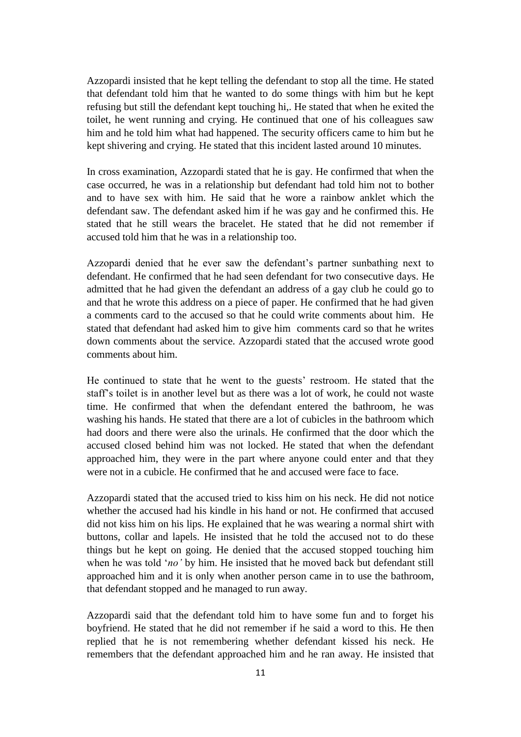Azzopardi insisted that he kept telling the defendant to stop all the time. He stated that defendant told him that he wanted to do some things with him but he kept refusing but still the defendant kept touching hi,. He stated that when he exited the toilet, he went running and crying. He continued that one of his colleagues saw him and he told him what had happened. The security officers came to him but he kept shivering and crying. He stated that this incident lasted around 10 minutes.

In cross examination, Azzopardi stated that he is gay. He confirmed that when the case occurred, he was in a relationship but defendant had told him not to bother and to have sex with him. He said that he wore a rainbow anklet which the defendant saw. The defendant asked him if he was gay and he confirmed this. He stated that he still wears the bracelet. He stated that he did not remember if accused told him that he was in a relationship too.

Azzopardi denied that he ever saw the defendant's partner sunbathing next to defendant. He confirmed that he had seen defendant for two consecutive days. He admitted that he had given the defendant an address of a gay club he could go to and that he wrote this address on a piece of paper. He confirmed that he had given a comments card to the accused so that he could write comments about him. He stated that defendant had asked him to give him comments card so that he writes down comments about the service. Azzopardi stated that the accused wrote good comments about him.

He continued to state that he went to the guests' restroom. He stated that the staff's toilet is in another level but as there was a lot of work, he could not waste time. He confirmed that when the defendant entered the bathroom, he was washing his hands. He stated that there are a lot of cubicles in the bathroom which had doors and there were also the urinals. He confirmed that the door which the accused closed behind him was not locked. He stated that when the defendant approached him, they were in the part where anyone could enter and that they were not in a cubicle. He confirmed that he and accused were face to face.

Azzopardi stated that the accused tried to kiss him on his neck. He did not notice whether the accused had his kindle in his hand or not. He confirmed that accused did not kiss him on his lips. He explained that he was wearing a normal shirt with buttons, collar and lapels. He insisted that he told the accused not to do these things but he kept on going. He denied that the accused stopped touching him when he was told '*no'* by him. He insisted that he moved back but defendant still approached him and it is only when another person came in to use the bathroom, that defendant stopped and he managed to run away.

Azzopardi said that the defendant told him to have some fun and to forget his boyfriend. He stated that he did not remember if he said a word to this. He then replied that he is not remembering whether defendant kissed his neck. He remembers that the defendant approached him and he ran away. He insisted that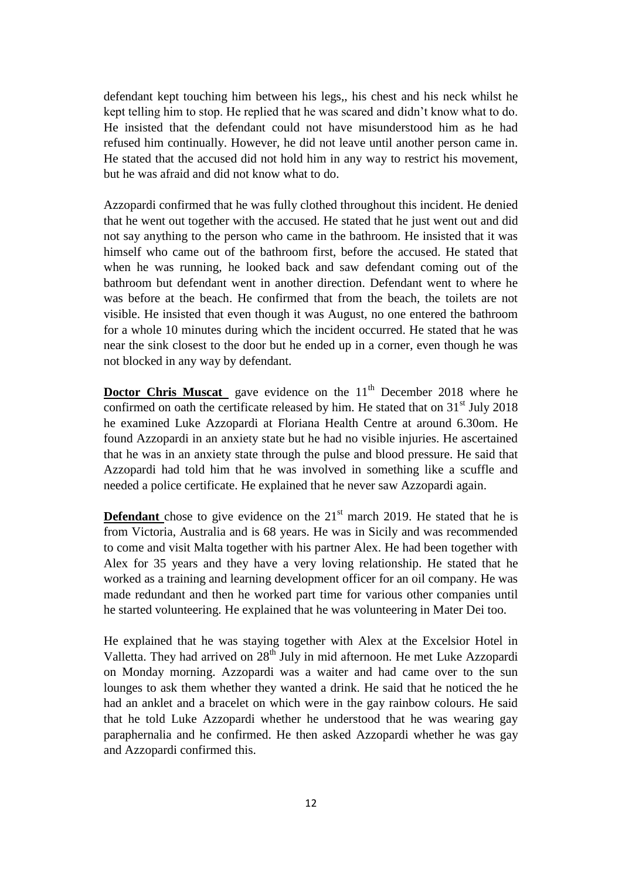defendant kept touching him between his legs,, his chest and his neck whilst he kept telling him to stop. He replied that he was scared and didn't know what to do. He insisted that the defendant could not have misunderstood him as he had refused him continually. However, he did not leave until another person came in. He stated that the accused did not hold him in any way to restrict his movement, but he was afraid and did not know what to do.

Azzopardi confirmed that he was fully clothed throughout this incident. He denied that he went out together with the accused. He stated that he just went out and did not say anything to the person who came in the bathroom. He insisted that it was himself who came out of the bathroom first, before the accused. He stated that when he was running, he looked back and saw defendant coming out of the bathroom but defendant went in another direction. Defendant went to where he was before at the beach. He confirmed that from the beach, the toilets are not visible. He insisted that even though it was August, no one entered the bathroom for a whole 10 minutes during which the incident occurred. He stated that he was near the sink closest to the door but he ended up in a corner, even though he was not blocked in any way by defendant.

**Doctor Chris Muscat** gave evidence on the 11th December 2018 where he confirmed on oath the certificate released by him. He stated that on 31st July 2018 he examined Luke Azzopardi at Floriana Health Centre at around 6.30om. He found Azzopardi in an anxiety state but he had no visible injuries. He ascertained that he was in an anxiety state through the pulse and blood pressure. He said that Azzopardi had told him that he was involved in something like a scuffle and needed a police certificate. He explained that he never saw Azzopardi again.

**Defendant** chose to give evidence on the 21st march 2019. He stated that he is from Victoria, Australia and is 68 years. He was in Sicily and was recommended to come and visit Malta together with his partner Alex. He had been together with Alex for 35 years and they have a very loving relationship. He stated that he worked as a training and learning development officer for an oil company. He was made redundant and then he worked part time for various other companies until he started volunteering. He explained that he was volunteering in Mater Dei too.

He explained that he was staying together with Alex at the Excelsior Hotel in Valletta. They had arrived on 28th July in mid afternoon. He met Luke Azzopardi on Monday morning. Azzopardi was a waiter and had came over to the sun lounges to ask them whether they wanted a drink. He said that he noticed the he had an anklet and a bracelet on which were in the gay rainbow colours. He said that he told Luke Azzopardi whether he understood that he was wearing gay paraphernalia and he confirmed. He then asked Azzopardi whether he was gay and Azzopardi confirmed this.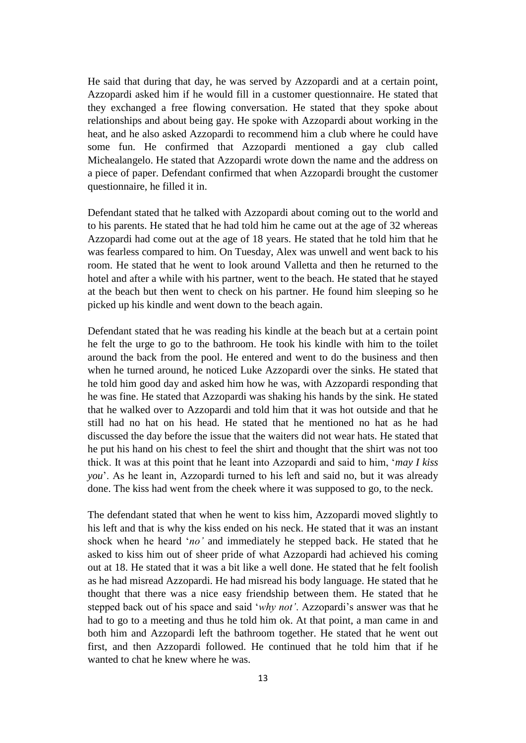He said that during that day, he was served by Azzopardi and at a certain point, Azzopardi asked him if he would fill in a customer questionnaire. He stated that they exchanged a free flowing conversation. He stated that they spoke about relationships and about being gay. He spoke with Azzopardi about working in the heat, and he also asked Azzopardi to recommend him a club where he could have some fun. He confirmed that Azzopardi mentioned a gay club called Michealangelo. He stated that Azzopardi wrote down the name and the address on a piece of paper. Defendant confirmed that when Azzopardi brought the customer questionnaire, he filled it in.

Defendant stated that he talked with Azzopardi about coming out to the world and to his parents. He stated that he had told him he came out at the age of 32 whereas Azzopardi had come out at the age of 18 years. He stated that he told him that he was fearless compared to him. On Tuesday, Alex was unwell and went back to his room. He stated that he went to look around Valletta and then he returned to the hotel and after a while with his partner, went to the beach. He stated that he stayed at the beach but then went to check on his partner. He found him sleeping so he picked up his kindle and went down to the beach again.

Defendant stated that he was reading his kindle at the beach but at a certain point he felt the urge to go to the bathroom. He took his kindle with him to the toilet around the back from the pool. He entered and went to do the business and then when he turned around, he noticed Luke Azzopardi over the sinks. He stated that he told him good day and asked him how he was, with Azzopardi responding that he was fine. He stated that Azzopardi was shaking his hands by the sink. He stated that he walked over to Azzopardi and told him that it was hot outside and that he still had no hat on his head. He stated that he mentioned no hat as he had discussed the day before the issue that the waiters did not wear hats. He stated that he put his hand on his chest to feel the shirt and thought that the shirt was not too thick. It was at this point that he leant into Azzopardi and said to him, '*may I kiss you*'. As he leant in, Azzopardi turned to his left and said no, but it was already done. The kiss had went from the cheek where it was supposed to go, to the neck.

The defendant stated that when he went to kiss him, Azzopardi moved slightly to his left and that is why the kiss ended on his neck. He stated that it was an instant shock when he heard '*no'* and immediately he stepped back. He stated that he asked to kiss him out of sheer pride of what Azzopardi had achieved his coming out at 18. He stated that it was a bit like a well done. He stated that he felt foolish as he had misread Azzopardi. He had misread his body language. He stated that he thought that there was a nice easy friendship between them. He stated that he stepped back out of his space and said '*why not'*. Azzopardi's answer was that he had to go to a meeting and thus he told him ok. At that point, a man came in and both him and Azzopardi left the bathroom together. He stated that he went out first, and then Azzopardi followed. He continued that he told him that if he wanted to chat he knew where he was.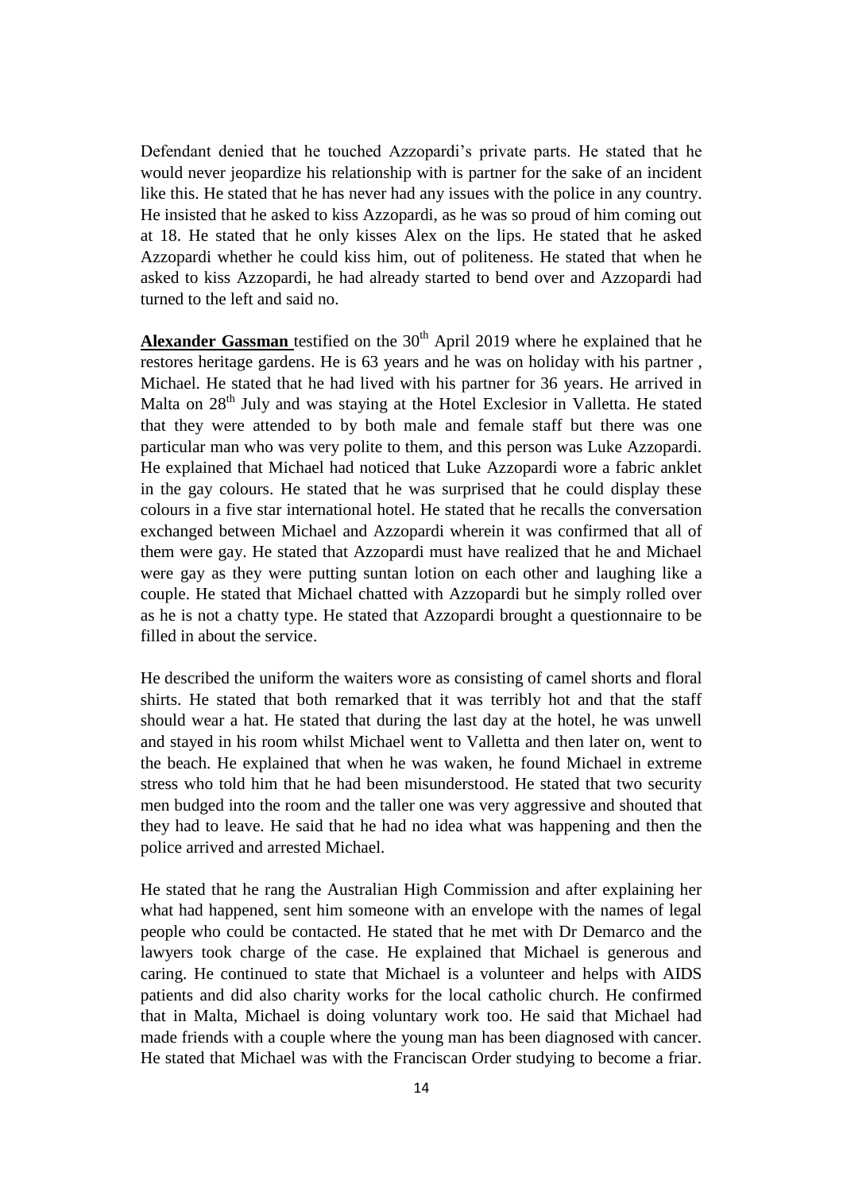Defendant denied that he touched Azzopardi's private parts. He stated that he would never jeopardize his relationship with is partner for the sake of an incident like this. He stated that he has never had any issues with the police in any country. He insisted that he asked to kiss Azzopardi, as he was so proud of him coming out at 18. He stated that he only kisses Alex on the lips. He stated that he asked Azzopardi whether he could kiss him, out of politeness. He stated that when he asked to kiss Azzopardi, he had already started to bend over and Azzopardi had turned to the left and said no.

**Alexander Gassman** testified on the 30th April 2019 where he explained that he restores heritage gardens. He is 63 years and he was on holiday with his partner , Michael. He stated that he had lived with his partner for 36 years. He arrived in Malta on 28th July and was staying at the Hotel Exclesior in Valletta. He stated that they were attended to by both male and female staff but there was one particular man who was very polite to them, and this person was Luke Azzopardi. He explained that Michael had noticed that Luke Azzopardi wore a fabric anklet in the gay colours. He stated that he was surprised that he could display these colours in a five star international hotel. He stated that he recalls the conversation exchanged between Michael and Azzopardi wherein it was confirmed that all of them were gay. He stated that Azzopardi must have realized that he and Michael were gay as they were putting suntan lotion on each other and laughing like a couple. He stated that Michael chatted with Azzopardi but he simply rolled over as he is not a chatty type. He stated that Azzopardi brought a questionnaire to be filled in about the service.

He described the uniform the waiters wore as consisting of camel shorts and floral shirts. He stated that both remarked that it was terribly hot and that the staff should wear a hat. He stated that during the last day at the hotel, he was unwell and stayed in his room whilst Michael went to Valletta and then later on, went to the beach. He explained that when he was waken, he found Michael in extreme stress who told him that he had been misunderstood. He stated that two security men budged into the room and the taller one was very aggressive and shouted that they had to leave. He said that he had no idea what was happening and then the police arrived and arrested Michael.

He stated that he rang the Australian High Commission and after explaining her what had happened, sent him someone with an envelope with the names of legal people who could be contacted. He stated that he met with Dr Demarco and the lawyers took charge of the case. He explained that Michael is generous and caring. He continued to state that Michael is a volunteer and helps with AIDS patients and did also charity works for the local catholic church. He confirmed that in Malta, Michael is doing voluntary work too. He said that Michael had made friends with a couple where the young man has been diagnosed with cancer. He stated that Michael was with the Franciscan Order studying to become a friar.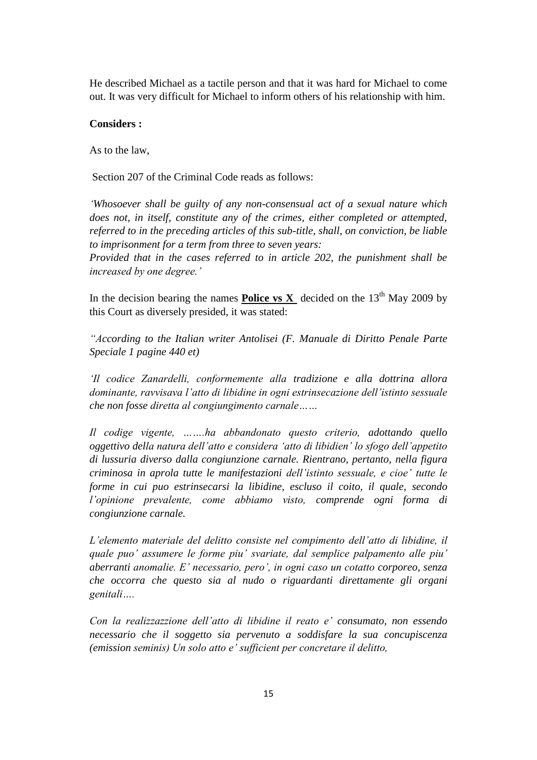He described Michael as a tactile person and that it was hard for Michael to come out. It was very difficult for Michael to inform others of his relationship with him.

**Considers :**

As to the law,

Section 207 of the Criminal Code reads as follows:

*'Whosoever shall be guilty of any non-consensual act of a sexual nature which does not, in itself, constitute any of the crimes, either completed or attempted, referred to in the preceding articles of this sub-title, shall, on conviction, be liable to imprisonment for a term from three to seven years:*
*Provided that in the cases referred to in article 202, the punishment shall be increased by one degree.'*

In the decision bearing the names **Police vs X** decided on the 13th May 2009 by this Court as diversely presided, it was stated:

*"According to the Italian writer Antolisei (F. Manuale di Diritto Penale Parte Speciale 1 pagine 440 et)*

*'Il codice Zanardelli, conformemente alla tradizione e alla dottrina allora dominante, ravvisava l'atto di libidine in ogni estrinsecazione dell'istinto sessuale che non fosse diretta al congiungimento carnale……*

*Il codige vigente, …….ha abbandonato questo criterio, adottando quello oggettivo della natura dell'atto e considera 'atto di libidien' lo sfogo dell'appetito di lussuria diverso dalla congiunzione carnale. Rientrano, pertanto, nella figura criminosa in aprola tutte le manifestazioni dell'istinto sessuale, e cioe' tutte le forme in cui puo estrinsecarsi la libidine, escluso il coito, il quale, secondo l'opinione prevalente, come abbiamo visto, comprende ogni forma di congiunzione carnale.*

*L'elemento materiale del delitto consiste nel compimento dell'atto di libidine, il quale puo' assumere le forme piu' svariate, dal semplice palpamento alle piu' aberranti anomalie. E' necessario, pero', in ogni caso un cotatto corporeo, senza che occorra che questo sia al nudo o riguardanti direttamente gli organi genitali….*

*Con la realizzazzione dell'atto di libidine il reato e' consumato, non essendo necessario che il soggetto sia pervenuto a soddisfare la sua concupiscenza (emission seminis) Un solo atto e' sufficient per concretare il delitto,*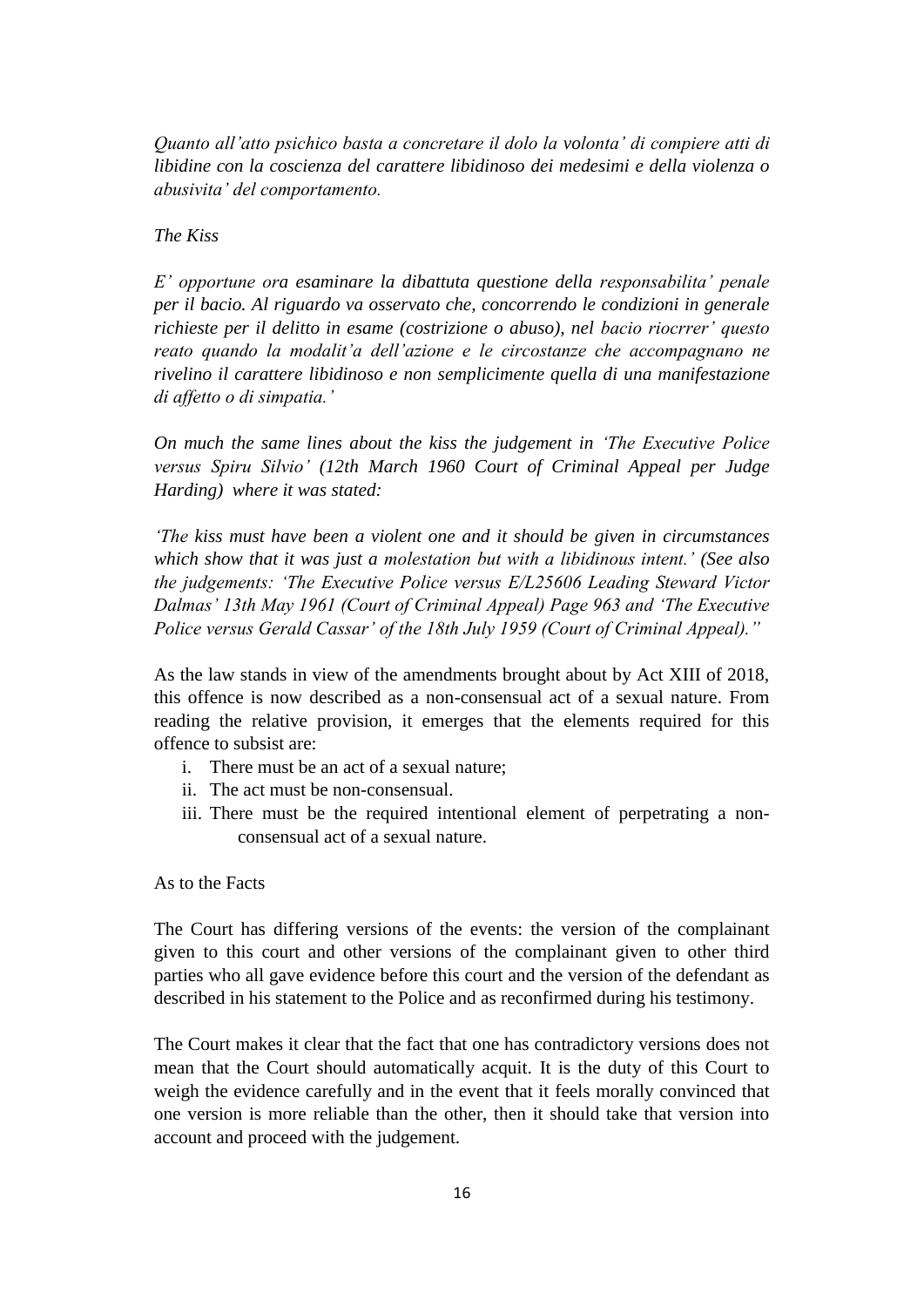*Quanto all'atto psichico basta a concretare il dolo la volonta' di compiere atti di libidine con la coscienza del carattere libidinoso dei medesimi e della violenza o abusivita' del comportamento.*

*The Kiss*

*E' opportune ora esaminare la dibattuta questione della responsabilita' penale per il bacio. Al riguardo va osservato che, concorrendo le condizioni in generale richieste per il delitto in esame (costrizione o abuso), nel bacio riocrrer' questo reato quando la modalit'a dell'azione e le circostanze che accompagnano ne rivelino il carattere libidinoso e non semplicimente quella di una manifestazione di affetto o di simpatia.'*

*On much the same lines about the kiss the judgement in 'The Executive Police versus Spiru Silvio' (12th March 1960 Court of Criminal Appeal per Judge Harding) where it was stated:*

*'The kiss must have been a violent one and it should be given in circumstances which show that it was just a molestation but with a libidinous intent.' (See also the judgements: 'The Executive Police versus E/L25606 Leading Steward Victor Dalmas' 13th May 1961 (Court of Criminal Appeal) Page 963 and 'The Executive Police versus Gerald Cassar' of the 18th July 1959 (Court of Criminal Appeal)."*

As the law stands in view of the amendments brought about by Act XIII of 2018, this offence is now described as a non-consensual act of a sexual nature. From reading the relative provision, it emerges that the elements required for this offence to subsist are:

i. There must be an act of a sexual nature;
ii. The act must be non-consensual.
iii. There must be the required intentional element of perpetrating a non-consensual act of a sexual nature.

As to the Facts

The Court has differing versions of the events: the version of the complainant given to this court and other versions of the complainant given to other third parties who all gave evidence before this court and the version of the defendant as described in his statement to the Police and as reconfirmed during his testimony.

The Court makes it clear that the fact that one has contradictory versions does not mean that the Court should automatically acquit. It is the duty of this Court to weigh the evidence carefully and in the event that it feels morally convinced that one version is more reliable than the other, then it should take that version into account and proceed with the judgement.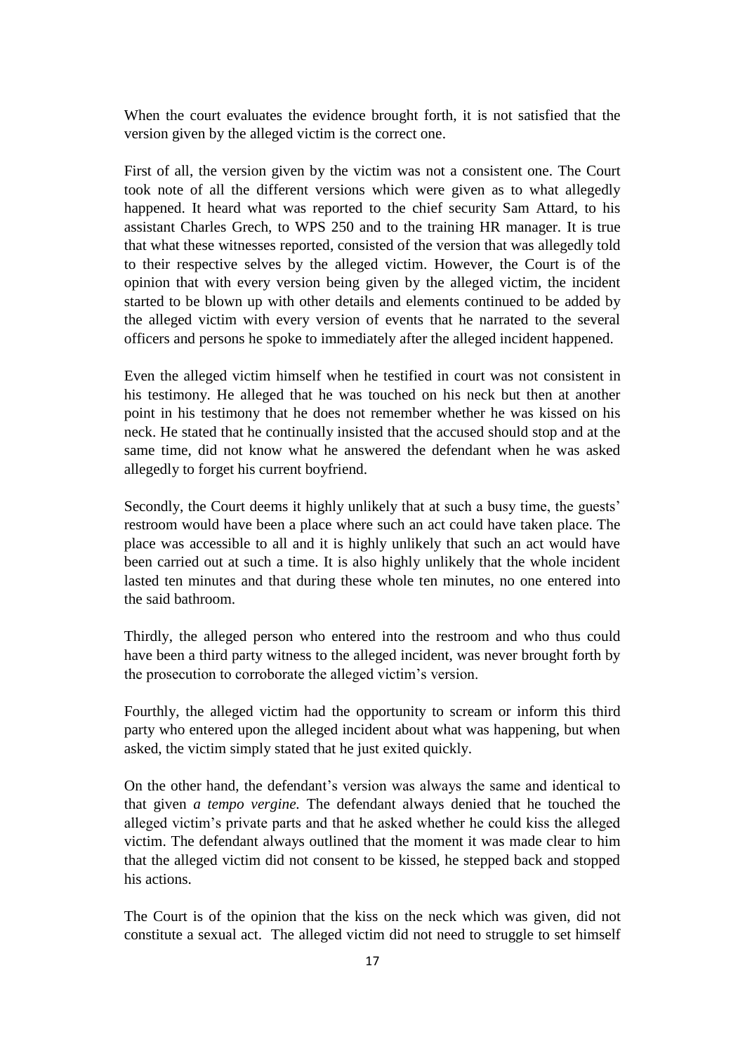When the court evaluates the evidence brought forth, it is not satisfied that the version given by the alleged victim is the correct one.

First of all, the version given by the victim was not a consistent one. The Court took note of all the different versions which were given as to what allegedly happened. It heard what was reported to the chief security Sam Attard, to his assistant Charles Grech, to WPS 250 and to the training HR manager. It is true that what these witnesses reported, consisted of the version that was allegedly told to their respective selves by the alleged victim. However, the Court is of the opinion that with every version being given by the alleged victim, the incident started to be blown up with other details and elements continued to be added by the alleged victim with every version of events that he narrated to the several officers and persons he spoke to immediately after the alleged incident happened.

Even the alleged victim himself when he testified in court was not consistent in his testimony. He alleged that he was touched on his neck but then at another point in his testimony that he does not remember whether he was kissed on his neck. He stated that he continually insisted that the accused should stop and at the same time, did not know what he answered the defendant when he was asked allegedly to forget his current boyfriend.

Secondly, the Court deems it highly unlikely that at such a busy time, the guests' restroom would have been a place where such an act could have taken place. The place was accessible to all and it is highly unlikely that such an act would have been carried out at such a time. It is also highly unlikely that the whole incident lasted ten minutes and that during these whole ten minutes, no one entered into the said bathroom.

Thirdly, the alleged person who entered into the restroom and who thus could have been a third party witness to the alleged incident, was never brought forth by the prosecution to corroborate the alleged victim's version.

Fourthly, the alleged victim had the opportunity to scream or inform this third party who entered upon the alleged incident about what was happening, but when asked, the victim simply stated that he just exited quickly.

On the other hand, the defendant's version was always the same and identical to that given *a tempo vergine*. The defendant always denied that he touched the alleged victim's private parts and that he asked whether he could kiss the alleged victim. The defendant always outlined that the moment it was made clear to him that the alleged victim did not consent to be kissed, he stepped back and stopped his actions.

The Court is of the opinion that the kiss on the neck which was given, did not constitute a sexual act. The alleged victim did not need to struggle to set himself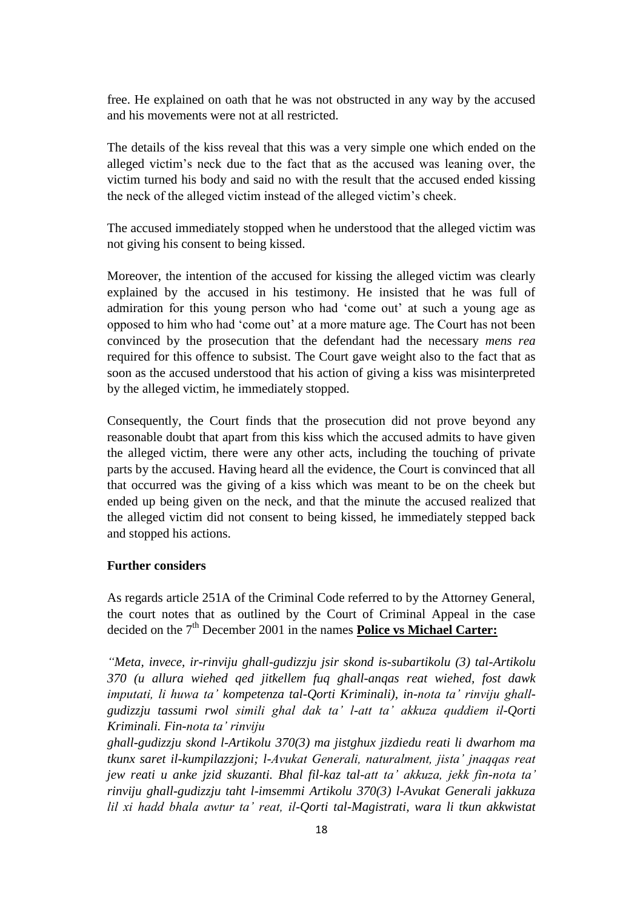free. He explained on oath that he was not obstructed in any way by the accused and his movements were not at all restricted.

The details of the kiss reveal that this was a very simple one which ended on the alleged victim's neck due to the fact that as the accused was leaning over, the victim turned his body and said no with the result that the accused ended kissing the neck of the alleged victim instead of the alleged victim's cheek.

The accused immediately stopped when he understood that the alleged victim was not giving his consent to being kissed.

Moreover, the intention of the accused for kissing the alleged victim was clearly explained by the accused in his testimony. He insisted that he was full of admiration for this young person who had 'come out' at such a young age as opposed to him who had 'come out' at a more mature age. The Court has not been convinced by the prosecution that the defendant had the necessary *mens rea* required for this offence to subsist. The Court gave weight also to the fact that as soon as the accused understood that his action of giving a kiss was misinterpreted by the alleged victim, he immediately stopped.

Consequently, the Court finds that the prosecution did not prove beyond any reasonable doubt that apart from this kiss which the accused admits to have given the alleged victim, there were any other acts, including the touching of private parts by the accused. Having heard all the evidence, the Court is convinced that all that occurred was the giving of a kiss which was meant to be on the cheek but ended up being given on the neck, and that the minute the accused realized that the alleged victim did not consent to being kissed, he immediately stepped back and stopped his actions.

**Further considers**

As regards article 251A of the Criminal Code referred to by the Attorney General, the court notes that as outlined by the Court of Criminal Appeal in the case decided on the 7th December 2001 in the names **Police vs Michael Carter:**

*"Meta, invece, ir-rinviju ghall-gudizzju jsir skond is-subartikolu (3) tal-Artikolu 370 (u allura wiehed qed jitkellem fuq ghall-anqas reat wiehed, fost dawk imputati, li huwa ta' kompetenza tal-Qorti Kriminali), in-nota ta' rinviju ghall-gudizzju tassumi rwol simili ghal dak ta' l-att ta' akkuza quddiem il-Qorti Kriminali. Fin-nota ta' rinviju ghall-gudizzju skond l-Artikolu 370(3) ma jistghux jizdiedu reati li dwarhom ma tkunx saret il-kumpilazzjoni; l-Avukat Generali, naturalment, jista' jnaqqas reat jew reati u anke jzid skuzanti. Bhal fil-kaz tal-att ta' akkuza, jekk fin-nota ta' rinviju ghall-gudizzju taht l-imsemmi Artikolu 370(3) l-Avukat Generali jakkuza lil xi hadd bhala awtur ta' reat, il-Qorti tal-Magistrati, wara li tkun akkwistat*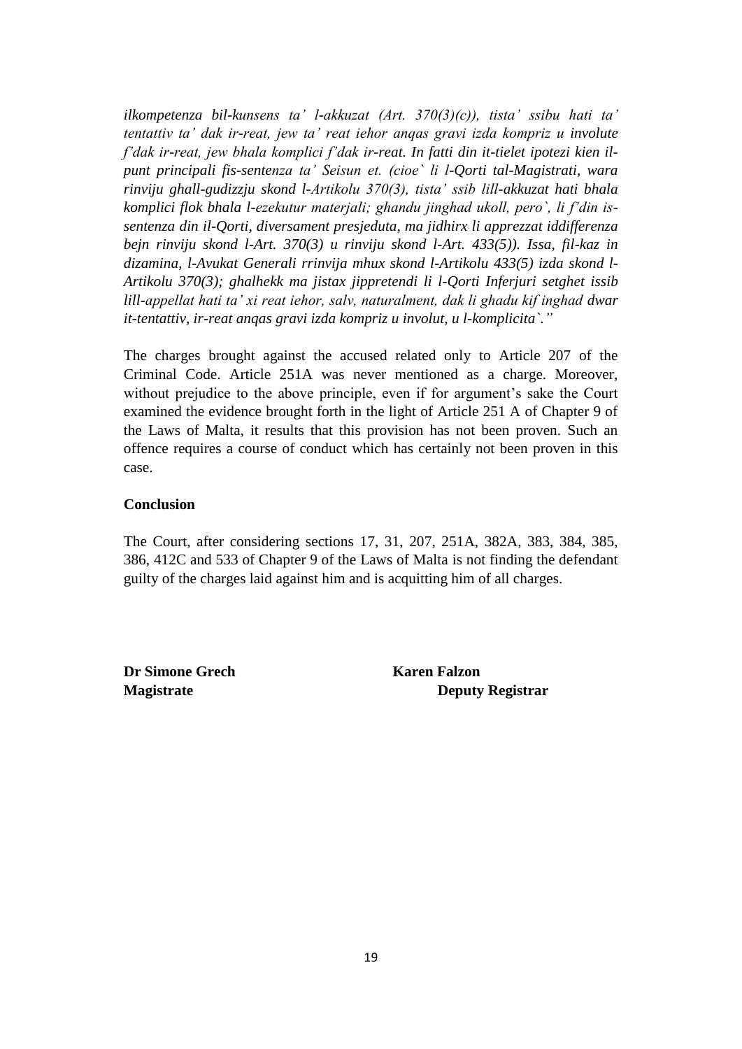*ilkompetenza bil-kunsens ta' l-akkuzat (Art. 370(3)(c)), tista' ssibu hati ta' tentattiv ta' dak ir-reat, jew ta' reat iehor anqas gravi izda kompriz u involute f'dak ir-reat, jew bhala komplici f'dak ir-reat. In fatti din it-tielet ipotezi kien il-punt principali fis-sentenza ta' Seisun et. (cioe` li l-Qorti tal-Magistrati, wara rinviju ghall-gudizzju skond l-Artikolu 370(3), tista' ssib lill-akkuzat hati bhala komplici flok bhala l-ezekutur materjali; ghandu jinghad ukoll, pero`, li f'din is-sentenza din il-Qorti, diversament presjeduta, ma jidhirx li apprezzat iddifferenza bejn rinviju skond l-Art. 370(3) u rinviju skond l-Art. 433(5)). Issa, fil-kaz in dizamina, l-Avukat Generali rrinvija mhux skond l-Artikolu 433(5) izda skond l-Artikolu 370(3); ghalhekk ma jistax jippretendi li l-Qorti Inferjuri setghet issib lill-appellat hati ta' xi reat iehor, salv, naturalment, dak li ghadu kif inghad dwar it-tentattiv, ir-reat anqas gravi izda kompriz u involut, u l-komplicita`."*

The charges brought against the accused related only to Article 207 of the Criminal Code. Article 251A was never mentioned as a charge. Moreover, without prejudice to the above principle, even if for argument's sake the Court examined the evidence brought forth in the light of Article 251 A of Chapter 9 of the Laws of Malta, it results that this provision has not been proven. Such an offence requires a course of conduct which has certainly not been proven in this case.

**Conclusion**

The Court, after considering sections 17, 31, 207, 251A, 382A, 383, 384, 385, 386, 412C and 533 of Chapter 9 of the Laws of Malta is not finding the defendant guilty of the charges laid against him and is acquitting him of all charges.

**Dr Simone Grech** **Karen Falzon**
**Magistrate** **Deputy Registrar**